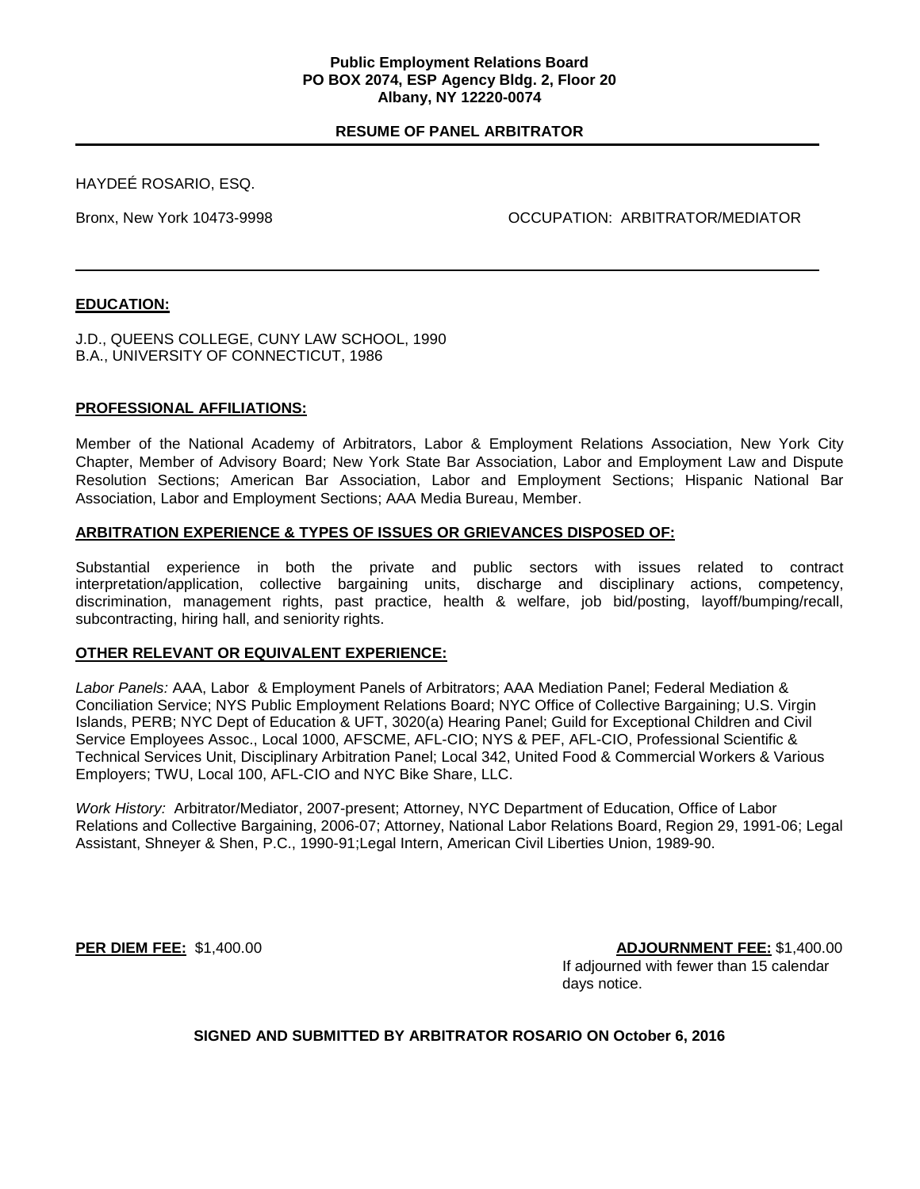**Public Employment Relations Board**
**PO BOX 2074, ESP Agency Bldg. 2, Floor 20**
**Albany, NY 12220-0074**

**RESUME OF PANEL ARBITRATOR**

---

HAYDEÉ ROSARIO, ESQ.

Bronx, New York 10473-9998 OCCUPATION: ARBITRATOR/MEDIATOR

---

**EDUCATION:**

J.D., QUEENS COLLEGE, CUNY LAW SCHOOL, 1990
B.A., UNIVERSITY OF CONNECTICUT, 1986

**PROFESSIONAL AFFILIATIONS:**

Member of the National Academy of Arbitrators, Labor & Employment Relations Association, New York City Chapter, Member of Advisory Board; New York State Bar Association, Labor and Employment Law and Dispute Resolution Sections; American Bar Association, Labor and Employment Sections; Hispanic National Bar Association, Labor and Employment Sections; AAA Media Bureau, Member.

**ARBITRATION EXPERIENCE & TYPES OF ISSUES OR GRIEVANCES DISPOSED OF:**

Substantial experience in both the private and public sectors with issues related to contract interpretation/application, collective bargaining units, discharge and disciplinary actions, competency, discrimination, management rights, past practice, health & welfare, job bid/posting, layoff/bumping/recall, subcontracting, hiring hall, and seniority rights.

**OTHER RELEVANT OR EQUIVALENT EXPERIENCE:**

*Labor Panels:* AAA, Labor & Employment Panels of Arbitrators; AAA Mediation Panel; Federal Mediation & Conciliation Service; NYS Public Employment Relations Board; NYC Office of Collective Bargaining; U.S. Virgin Islands, PERB; NYC Dept of Education & UFT, 3020(a) Hearing Panel; Guild for Exceptional Children and Civil Service Employees Assoc., Local 1000, AFSCME, AFL-CIO; NYS & PEF, AFL-CIO, Professional Scientific & Technical Services Unit, Disciplinary Arbitration Panel; Local 342, United Food & Commercial Workers & Various Employers; TWU, Local 100, AFL-CIO and NYC Bike Share, LLC.

*Work History:* Arbitrator/Mediator, 2007-present; Attorney, NYC Department of Education, Office of Labor Relations and Collective Bargaining, 2006-07; Attorney, National Labor Relations Board, Region 29, 1991-06; Legal Assistant, Shneyer & Shen, P.C., 1990-91;Legal Intern, American Civil Liberties Union, 1989-90.

**PER DIEM FEE:** $1,400.00

**ADJOURNMENT FEE:** $1,400.00
If adjourned with fewer than 15 calendar days notice.

**SIGNED AND SUBMITTED BY ARBITRATOR ROSARIO ON October 6, 2016**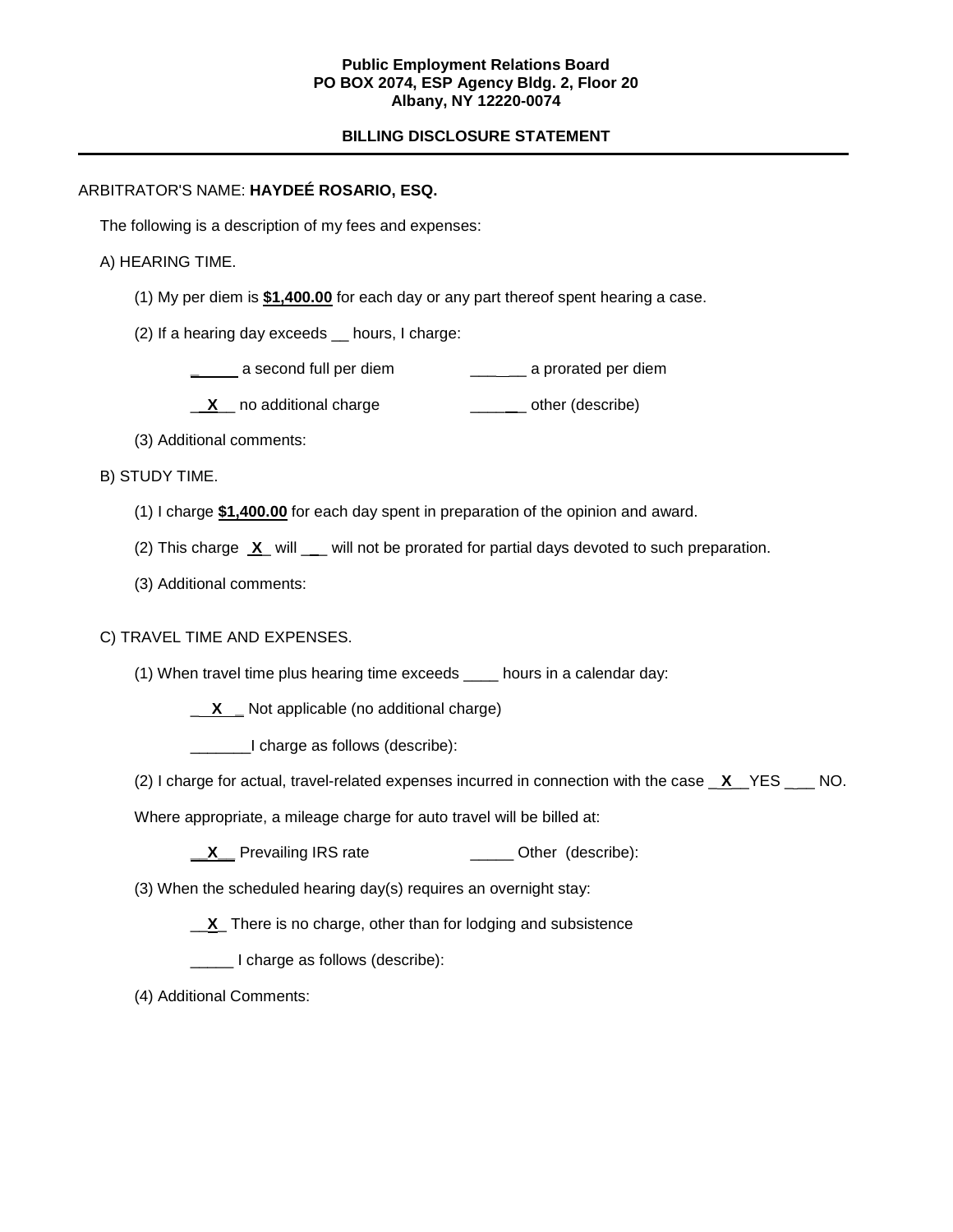**Public Employment Relations Board**
**PO BOX 2074, ESP Agency Bldg. 2, Floor 20**
**Albany, NY 12220-0074**

**BILLING DISCLOSURE STATEMENT**

---

ARBITRATOR'S NAME: **HAYDEÉ ROSARIO, ESQ.**

The following is a description of my fees and expenses:

A) HEARING TIME.

(1) My per diem is **$1,400.00** for each day or any part thereof spent hearing a case.

(2) If a hearing day exceeds __ hours, I charge:

_____ a second full per diem　　　　______ a prorated per diem

__X__ no additional charge　　　　______ other (describe)

(3) Additional comments:

B) STUDY TIME.

(1) I charge **$1,400.00** for each day spent in preparation of the opinion and award.

(2) This charge _X_ will ___ will not be prorated for partial days devoted to such preparation.

(3) Additional comments:

C) TRAVEL TIME AND EXPENSES.

(1) When travel time plus hearing time exceeds ____ hours in a calendar day:

__X__ Not applicable (no additional charge)

_______I charge as follows (describe):

(2) I charge for actual, travel-related expenses incurred in connection with the case __X__YES ____ NO.

Where appropriate, a mileage charge for auto travel will be billed at:

__X__ Prevailing IRS rate　　　　_____ Other (describe):

(3) When the scheduled hearing day(s) requires an overnight stay:

__X_ There is no charge, other than for lodging and subsistence

_____ I charge as follows (describe):

(4) Additional Comments: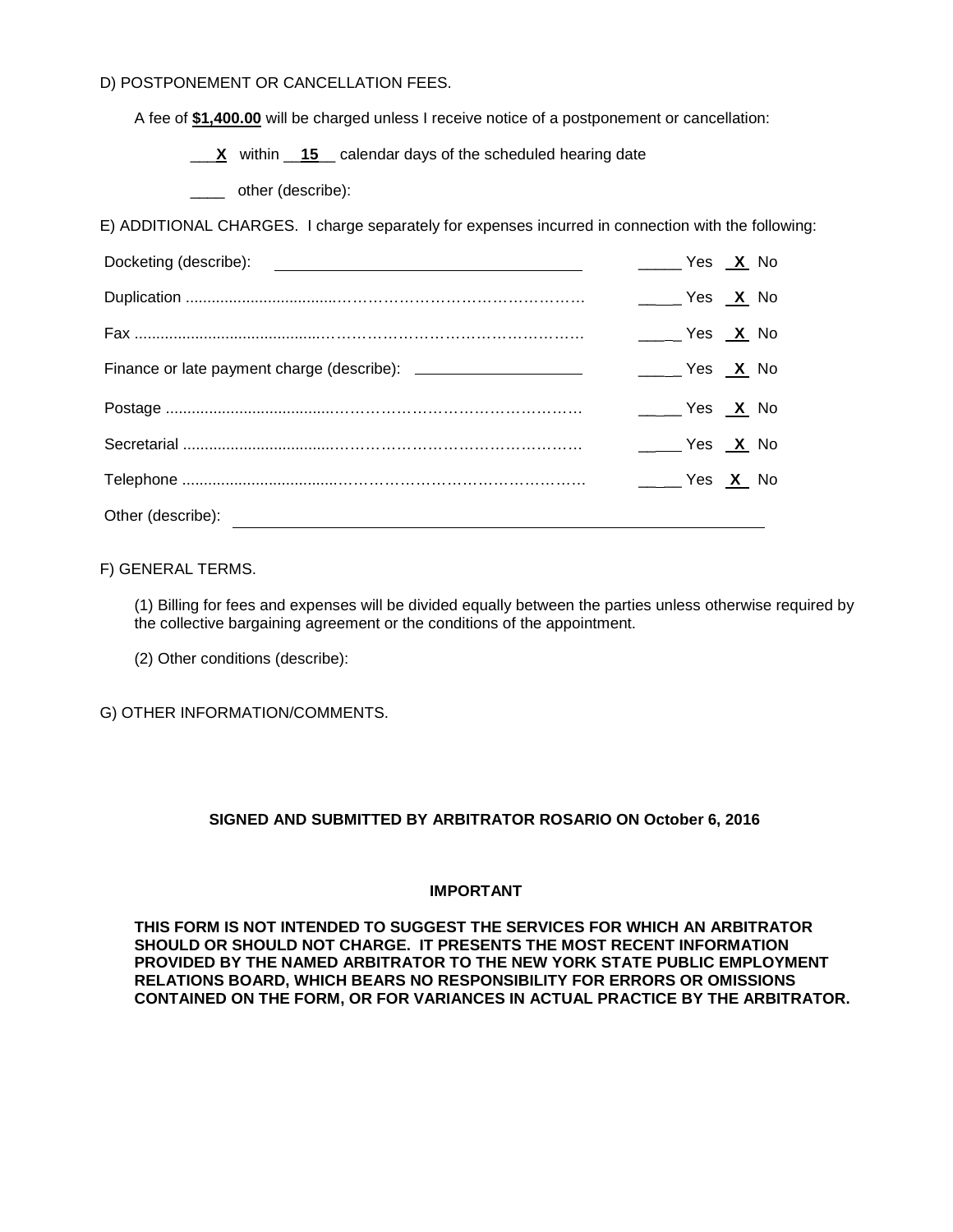D) POSTPONEMENT OR CANCELLATION FEES.

A fee of **$1,400.00** will be charged unless I receive notice of a postponement or cancellation:

___**X**___ within __**15**__ calendar days of the scheduled hearing date

____ other (describe):

E) ADDITIONAL CHARGES. I charge separately for expenses incurred in connection with the following:

| | |
|---|---|
| Docketing (describe): | _____ Yes **X** No |
| Duplication | _____ Yes **X** No |
| Fax | _____ Yes **X** No |
| Finance or late payment charge (describe): | _____ Yes **X** No |
| Postage | _____ Yes **X** No |
| Secretarial | _____ Yes **X** No |
| Telephone | _____ Yes **X** No |
| Other (describe): | |

F) GENERAL TERMS.

(1) Billing for fees and expenses will be divided equally between the parties unless otherwise required by the collective bargaining agreement or the conditions of the appointment.

(2) Other conditions (describe):

G) OTHER INFORMATION/COMMENTS.

**SIGNED AND SUBMITTED BY ARBITRATOR ROSARIO ON October 6, 2016**

**IMPORTANT**

**THIS FORM IS NOT INTENDED TO SUGGEST THE SERVICES FOR WHICH AN ARBITRATOR SHOULD OR SHOULD NOT CHARGE. IT PRESENTS THE MOST RECENT INFORMATION PROVIDED BY THE NAMED ARBITRATOR TO THE NEW YORK STATE PUBLIC EMPLOYMENT RELATIONS BOARD, WHICH BEARS NO RESPONSIBILITY FOR ERRORS OR OMISSIONS CONTAINED ON THE FORM, OR FOR VARIANCES IN ACTUAL PRACTICE BY THE ARBITRATOR.**